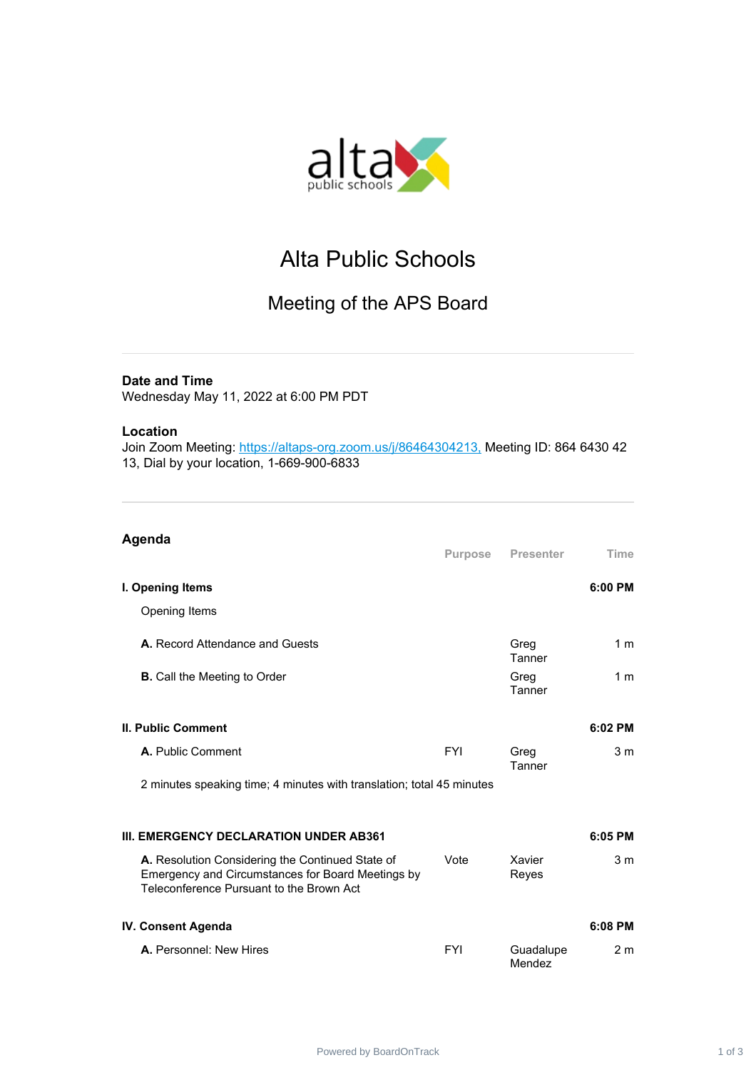# Alta Public Schools

## Meeting of the APS Board

**Date and Time**
Wednesday May 11, 2022 at 6:00 PM PDT

**Location**
Join Zoom Meeting: https://altaps-org.zoom.us/j/86464304213, Meeting ID: 864 6430 42 13, Dial by your location, 1-669-900-6833

## Agenda

| | Purpose | Presenter | Time |
|---|---|---|---|
| **I. Opening Items** | | | **6:00 PM** |
| Opening Items | | | |
| **A.** Record Attendance and Guests | | Greg Tanner | 1 m |
| **B.** Call the Meeting to Order | | Greg Tanner | 1 m |
| **II. Public Comment** | | | **6:02 PM** |
| **A.** Public Comment | FYI | Greg Tanner | 3 m |
| 2 minutes speaking time; 4 minutes with translation; total 45 minutes | | | |
| **III. EMERGENCY DECLARATION UNDER AB361** | | | **6:05 PM** |
| **A.** Resolution Considering the Continued State of Emergency and Circumstances for Board Meetings by Teleconference Pursuant to the Brown Act | Vote | Xavier Reyes | 3 m |
| **IV. Consent Agenda** | | | **6:08 PM** |
| **A.** Personnel: New Hires | FYI | Guadalupe Mendez | 2 m |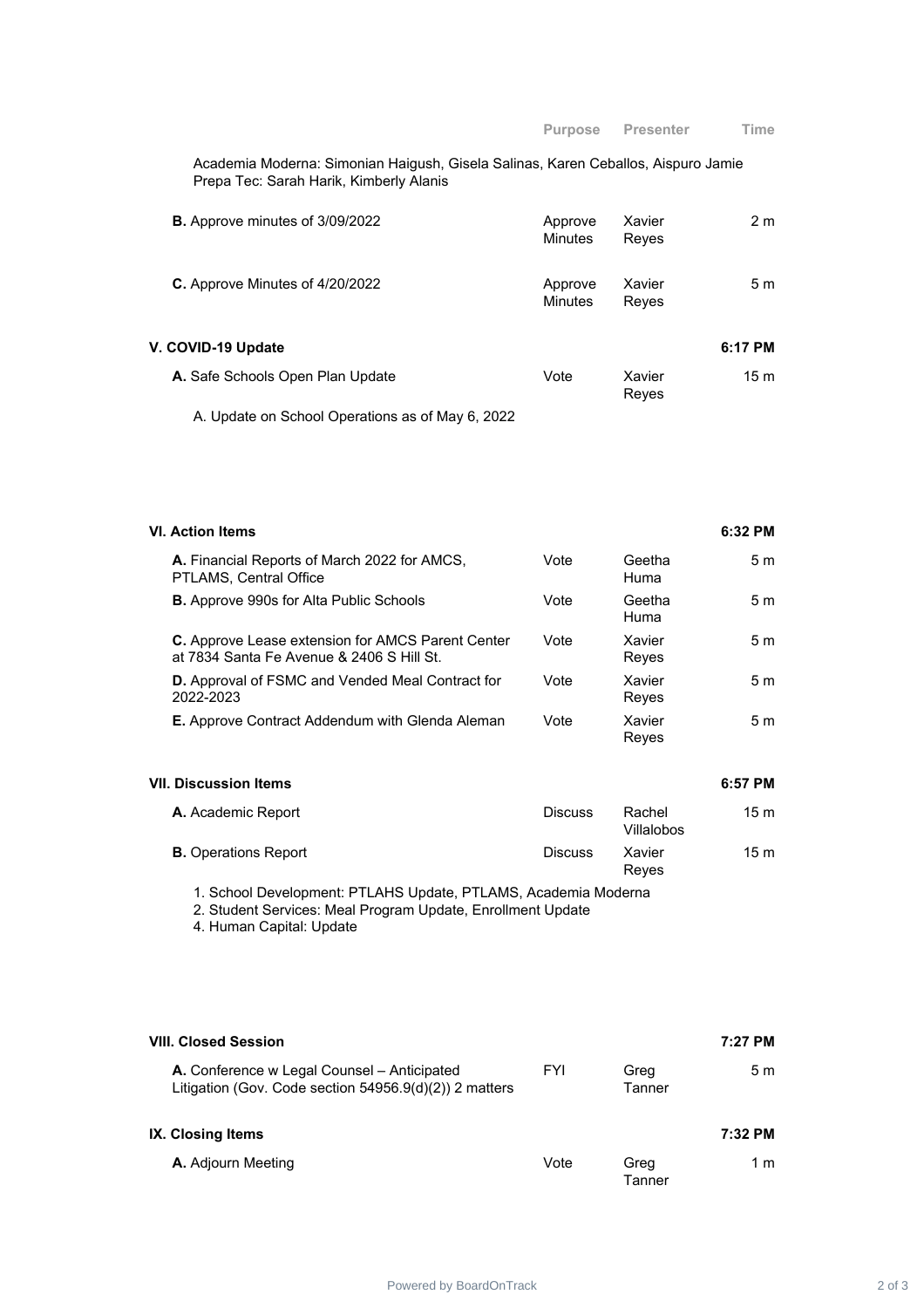| | Purpose | Presenter | Time |
|---|---|---|---|
| Academia Moderna: Simonian Haigush, Gisela Salinas, Karen Ceballos, Aispuro Jamie<br>Prepa Tec: Sarah Harik, Kimberly Alanis | | | |
| **B.** Approve minutes of 3/09/2022 | Approve Minutes | Xavier Reyes | 2 m |
| **C.** Approve Minutes of 4/20/2022 | Approve Minutes | Xavier Reyes | 5 m |
| **V. COVID-19 Update** | | | **6:17 PM** |
| **A.** Safe Schools Open Plan Update | Vote | Xavier Reyes | 15 m |
| A. Update on School Operations as of May 6, 2022 | | | |
| **VI. Action Items** | | | **6:32 PM** |
| **A.** Financial Reports of March 2022 for AMCS, PTLAMS, Central Office | Vote | Geetha Huma | 5 m |
| **B.** Approve 990s for Alta Public Schools | Vote | Geetha Huma | 5 m |
| **C.** Approve Lease extension for AMCS Parent Center at 7834 Santa Fe Avenue & 2406 S Hill St. | Vote | Xavier Reyes | 5 m |
| **D.** Approval of FSMC and Vended Meal Contract for 2022-2023 | Vote | Xavier Reyes | 5 m |
| **E.** Approve Contract Addendum with Glenda Aleman | Vote | Xavier Reyes | 5 m |
| **VII. Discussion Items** | | | **6:57 PM** |
| **A.** Academic Report | Discuss | Rachel Villalobos | 15 m |
| **B.** Operations Report | Discuss | Xavier Reyes | 15 m |
| 1. School Development: PTLAHS Update, PTLAMS, Academia Moderna<br>2. Student Services: Meal Program Update, Enrollment Update<br>4. Human Capital: Update | | | |
| **VIII. Closed Session** | | | **7:27 PM** |
| **A.** Conference w Legal Counsel – Anticipated Litigation (Gov. Code section 54956.9(d)(2)) 2 matters | FYI | Greg Tanner | 5 m |
| **IX. Closing Items** | | | **7:32 PM** |
| **A.** Adjourn Meeting | Vote | Greg Tanner | 1 m |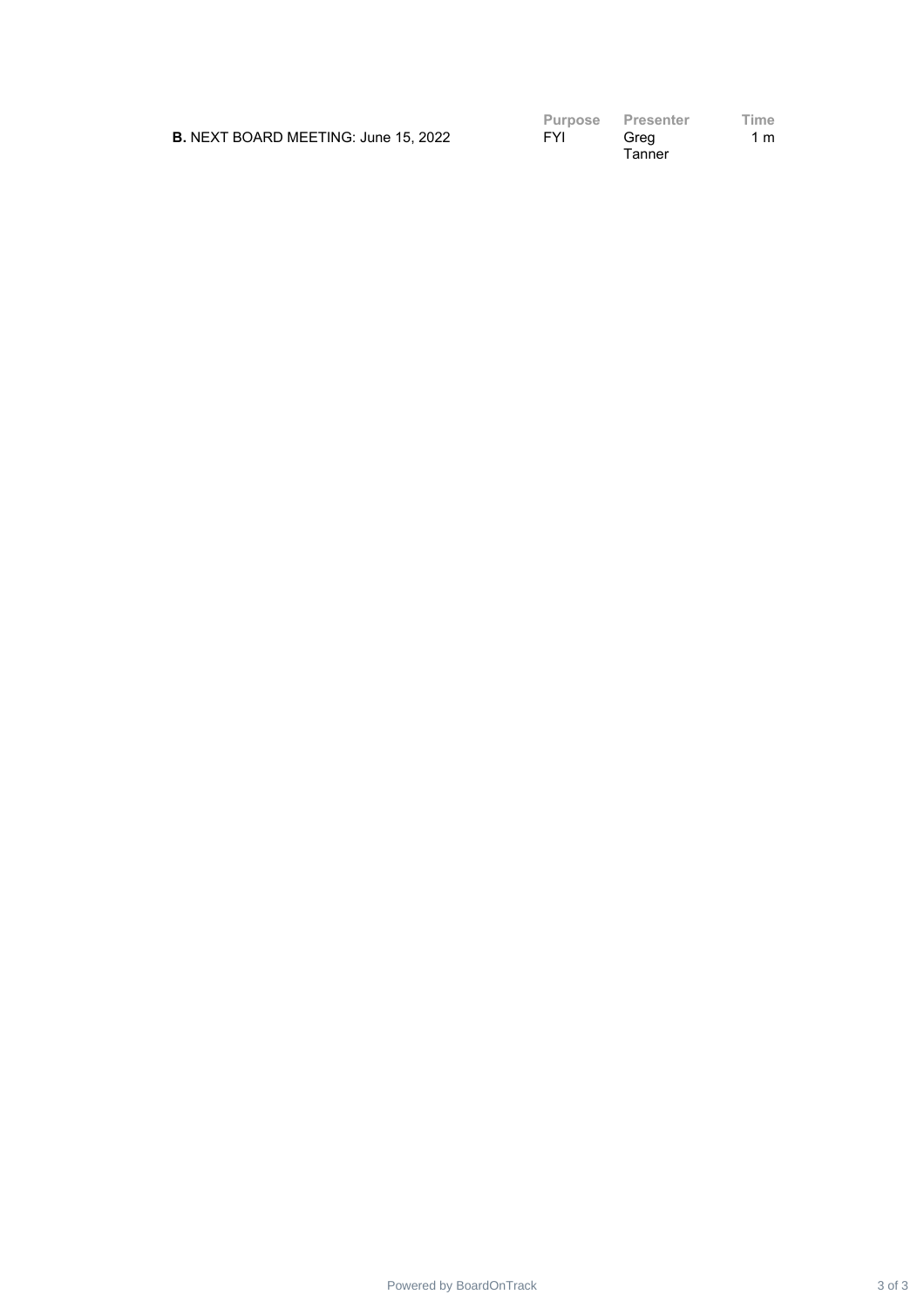| | Purpose | Presenter | Time |
| --- | --- | --- | --- |
| **B.** NEXT BOARD MEETING: June 15, 2022 | FYI | Greg Tanner | 1 m |

Powered by BoardOnTrack